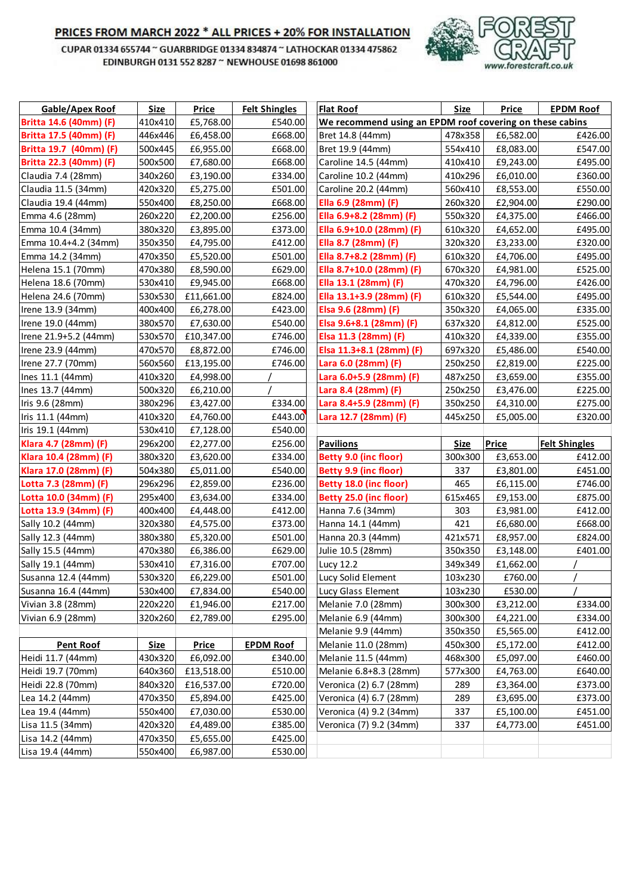# PRICES FROM MARCH 2022 * ALL PRICES + 20% FOR INSTALLATION

CUPAR 01334 655744 ~ GUARBRIDGE 01334 834874 ~ LATHOCKAR 01334 475862
EDINBURGH 0131 552 8287 ~ NEWHOUSE 01698 861000

FOREST CRAFT
www.forestcraft.co.uk

| Gable/Apex Roof | Size | Price | Felt Shingles |
|---|---|---|---|
| Britta 14.6 (40mm) (F) | 410x410 | £5,768.00 | £540.00 |
| Britta 17.5 (40mm) (F) | 446x446 | £6,458.00 | £668.00 |
| Britta 19.7 (40mm) (F) | 500x445 | £6,955.00 | £668.00 |
| Britta 22.3 (40mm) (F) | 500x500 | £7,680.00 | £668.00 |
| Claudia 7.4 (28mm) | 340x260 | £3,190.00 | £334.00 |
| Claudia 11.5 (34mm) | 420x320 | £5,275.00 | £501.00 |
| Claudia 19.4 (44mm) | 550x400 | £8,250.00 | £668.00 |
| Emma 4.6 (28mm) | 260x220 | £2,200.00 | £256.00 |
| Emma 10.4 (34mm) | 380x320 | £3,895.00 | £373.00 |
| Emma 10.4+4.2 (34mm) | 350x350 | £4,795.00 | £412.00 |
| Emma 14.2 (34mm) | 470x350 | £5,520.00 | £501.00 |
| Helena 15.1 (70mm) | 470x380 | £8,590.00 | £629.00 |
| Helena 18.6 (70mm) | 530x410 | £9,945.00 | £668.00 |
| Helena 24.6 (70mm) | 530x530 | £11,661.00 | £824.00 |
| Irene 13.9 (34mm) | 400x400 | £6,278.00 | £423.00 |
| Irene 19.0 (44mm) | 380x570 | £7,630.00 | £540.00 |
| Irene 21.9+5.2 (44mm) | 530x570 | £10,347.00 | £746.00 |
| Irene 23.9 (44mm) | 470x570 | £8,872.00 | £746.00 |
| Irene 27.7 (70mm) | 560x560 | £13,195.00 | £746.00 |
| Ines 11.1 (44mm) | 410x320 | £4,998.00 | / |
| Ines 13.7 (44mm) | 500x320 | £6,210.00 | / |
| Iris 9.6 (28mm) | 380x296 | £3,427.00 | £334.00 |
| Iris 11.1 (44mm) | 410x320 | £4,760.00 | £443.00 |
| Iris 19.1 (44mm) | 530x410 | £7,128.00 | £540.00 |
| Klara 4.7 (28mm) (F) | 296x200 | £2,277.00 | £256.00 |
| Klara 10.4 (28mm) (F) | 380x320 | £3,620.00 | £334.00 |
| Klara 17.0 (28mm) (F) | 504x380 | £5,011.00 | £540.00 |
| Lotta 7.3 (28mm) (F) | 296x296 | £2,859.00 | £236.00 |
| Lotta 10.0 (34mm) (F) | 295x400 | £3,634.00 | £334.00 |
| Lotta 13.9 (34mm) (F) | 400x400 | £4,448.00 | £412.00 |
| Sally 10.2 (44mm) | 320x380 | £4,575.00 | £373.00 |
| Sally 12.3 (44mm) | 380x380 | £5,320.00 | £501.00 |
| Sally 15.5 (44mm) | 470x380 | £6,386.00 | £629.00 |
| Sally 19.1 (44mm) | 530x410 | £7,316.00 | £707.00 |
| Susanna 12.4 (44mm) | 530x320 | £6,229.00 | £501.00 |
| Susanna 16.4 (44mm) | 530x400 | £7,834.00 | £540.00 |
| Vivian 3.8 (28mm) | 220x220 | £1,946.00 | £217.00 |
| Vivian 6.9 (28mm) | 320x260 | £2,789.00 | £295.00 |

| Pent Roof | Size | Price | EPDM Roof |
|---|---|---|---|
| Heidi 11.7 (44mm) | 430x320 | £6,092.00 | £340.00 |
| Heidi 19.7 (70mm) | 640x360 | £13,518.00 | £510.00 |
| Heidi 22.8 (70mm) | 840x320 | £16,537.00 | £720.00 |
| Lea 14.2 (44mm) | 470x350 | £5,894.00 | £425.00 |
| Lea 19.4 (44mm) | 550x400 | £7,030.00 | £530.00 |
| Lisa 11.5 (34mm) | 420x320 | £4,489.00 | £385.00 |
| Lisa 14.2 (44mm) | 470x350 | £5,655.00 | £425.00 |
| Lisa 19.4 (44mm) | 550x400 | £6,987.00 | £530.00 |

| Flat Roof | Size | Price | EPDM Roof |
|---|---|---|---|
| We recommend using an EPDM roof covering on these cabins | | | |
| Bret 14.8 (44mm) | 478x358 | £6,582.00 | £426.00 |
| Bret 19.9 (44mm) | 554x410 | £8,083.00 | £547.00 |
| Caroline 14.5 (44mm) | 410x410 | £9,243.00 | £495.00 |
| Caroline 10.2 (44mm) | 410x296 | £6,010.00 | £360.00 |
| Caroline 20.2 (44mm) | 560x410 | £8,553.00 | £550.00 |
| Ella 6.9 (28mm) (F) | 260x320 | £2,904.00 | £290.00 |
| Ella 6.9+8.2 (28mm) (F) | 550x320 | £4,375.00 | £466.00 |
| Ella 6.9+10.0 (28mm) (F) | 610x320 | £4,652.00 | £495.00 |
| Ella 8.7 (28mm) (F) | 320x320 | £3,233.00 | £320.00 |
| Ella 8.7+8.2 (28mm) (F) | 610x320 | £4,706.00 | £495.00 |
| Ella 8.7+10.0 (28mm) (F) | 670x320 | £4,981.00 | £525.00 |
| Ella 13.1 (28mm) (F) | 470x320 | £4,796.00 | £426.00 |
| Ella 13.1+3.9 (28mm) (F) | 610x320 | £5,544.00 | £495.00 |
| Elsa 9.6 (28mm) (F) | 350x320 | £4,065.00 | £335.00 |
| Elsa 9.6+8.1 (28mm) (F) | 637x320 | £4,812.00 | £525.00 |
| Elsa 11.3 (28mm) (F) | 410x320 | £4,339.00 | £355.00 |
| Elsa 11.3+8.1 (28mm) (F) | 697x320 | £5,486.00 | £540.00 |
| Lara 6.0 (28mm) (F) | 250x250 | £2,819.00 | £225.00 |
| Lara 6.0+5.9 (28mm) (F) | 487x250 | £3,659.00 | £355.00 |
| Lara 8.4 (28mm) (F) | 250x250 | £3,476.00 | £225.00 |
| Lara 8.4+5.9 (28mm) (F) | 350x250 | £4,310.00 | £275.00 |
| Lara 12.7 (28mm) (F) | 445x250 | £5,005.00 | £320.00 |

| Pavilions | Size | Price | Felt Shingles |
|---|---|---|---|
| Betty 9.0 (inc floor) | 300x300 | £3,653.00 | £412.00 |
| Betty 9.9 (inc floor) | 337 | £3,801.00 | £451.00 |
| Betty 18.0 (inc floor) | 465 | £6,115.00 | £746.00 |
| Betty 25.0 (inc floor) | 615x465 | £9,153.00 | £875.00 |
| Hanna 7.6 (34mm) | 303 | £3,981.00 | £412.00 |
| Hanna 14.1 (44mm) | 421 | £6,680.00 | £668.00 |
| Hanna 20.3 (44mm) | 421x571 | £8,957.00 | £824.00 |
| Julie 10.5 (28mm) | 350x350 | £3,148.00 | £401.00 |
| Lucy 12.2 | 349x349 | £1,662.00 | / |
| Lucy Solid Element | 103x230 | £760.00 | / |
| Lucy Glass Element | 103x230 | £530.00 | / |
| Melanie 7.0 (28mm) | 300x300 | £3,212.00 | £334.00 |
| Melanie 6.9 (44mm) | 300x300 | £4,221.00 | £334.00 |
| Melanie 9.9 (44mm) | 350x350 | £5,565.00 | £412.00 |
| Melanie 11.0 (28mm) | 450x300 | £5,172.00 | £412.00 |
| Melanie 11.5 (44mm) | 468x300 | £5,097.00 | £460.00 |
| Melanie 6.8+8.3 (28mm) | 577x300 | £4,763.00 | £640.00 |
| Veronica (2) 6.7 (28mm) | 289 | £3,364.00 | £373.00 |
| Veronica (4) 6.7 (28mm) | 289 | £3,695.00 | £373.00 |
| Veronica (4) 9.2 (34mm) | 337 | £5,100.00 | £451.00 |
| Veronica (7) 9.2 (34mm) | 337 | £4,773.00 | £451.00 |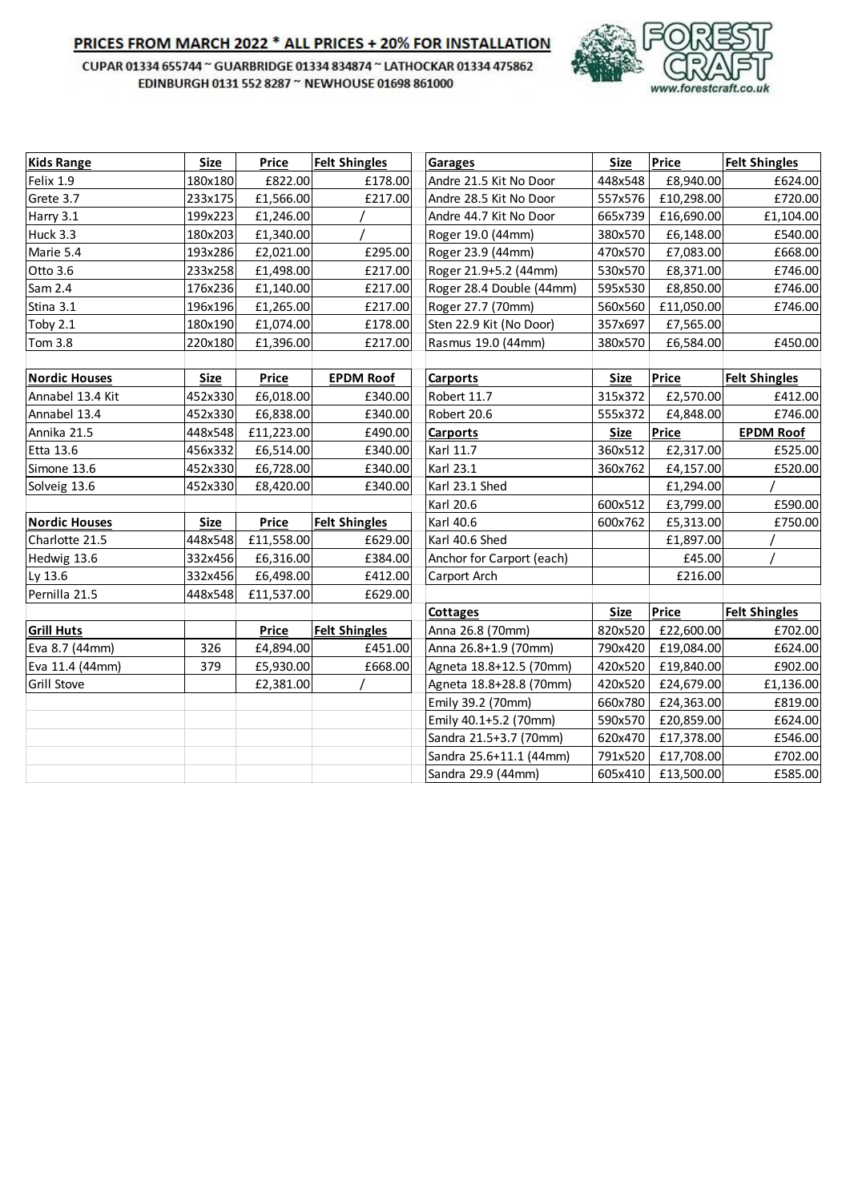**PRICES FROM MARCH 2022 * ALL PRICES + 20% FOR INSTALLATION**

CUPAR 01334 655744 ~ GUARBRIDGE 01334 834874 ~ LATHOCKAR 01334 475862
EDINBURGH 0131 552 8287 ~ NEWHOUSE 01698 861000

FOREST CRAFT
www.forestcraft.co.uk

| Kids Range | Size | Price | Felt Shingles |
|---|---|---|---|
| Felix 1.9 | 180x180 | £822.00 | £178.00 |
| Grete 3.7 | 233x175 | £1,566.00 | £217.00 |
| Harry 3.1 | 199x223 | £1,246.00 | / |
| Huck 3.3 | 180x203 | £1,340.00 | / |
| Marie 5.4 | 193x286 | £2,021.00 | £295.00 |
| Otto 3.6 | 233x258 | £1,498.00 | £217.00 |
| Sam 2.4 | 176x236 | £1,140.00 | £217.00 |
| Stina 3.1 | 196x196 | £1,265.00 | £217.00 |
| Toby 2.1 | 180x190 | £1,074.00 | £178.00 |
| Tom 3.8 | 220x180 | £1,396.00 | £217.00 |

| Nordic Houses | Size | Price | EPDM Roof |
|---|---|---|---|
| Annabel 13.4 Kit | 452x330 | £6,018.00 | £340.00 |
| Annabel 13.4 | 452x330 | £6,838.00 | £340.00 |
| Annika 21.5 | 448x548 | £11,223.00 | £490.00 |
| Etta 13.6 | 456x332 | £6,514.00 | £340.00 |
| Simone 13.6 | 452x330 | £6,728.00 | £340.00 |
| Solveig 13.6 | 452x330 | £8,420.00 | £340.00 |

| Nordic Houses | Size | Price | Felt Shingles |
|---|---|---|---|
| Charlotte 21.5 | 448x548 | £11,558.00 | £629.00 |
| Hedwig 13.6 | 332x456 | £6,316.00 | £384.00 |
| Ly 13.6 | 332x456 | £6,498.00 | £412.00 |
| Pernilla 21.5 | 448x548 | £11,537.00 | £629.00 |

| Grill Huts | | Price | Felt Shingles |
|---|---|---|---|
| Eva 8.7 (44mm) | 326 | £4,894.00 | £451.00 |
| Eva 11.4 (44mm) | 379 | £5,930.00 | £668.00 |
| Grill Stove | | £2,381.00 | / |

| Garages | Size | Price | Felt Shingles |
|---|---|---|---|
| Andre 21.5 Kit No Door | 448x548 | £8,940.00 | £624.00 |
| Andre 28.5 Kit No Door | 557x576 | £10,298.00 | £720.00 |
| Andre 44.7 Kit No Door | 665x739 | £16,690.00 | £1,104.00 |
| Roger 19.0 (44mm) | 380x570 | £6,148.00 | £540.00 |
| Roger 23.9 (44mm) | 470x570 | £7,083.00 | £668.00 |
| Roger 21.9+5.2 (44mm) | 530x570 | £8,371.00 | £746.00 |
| Roger 28.4 Double (44mm) | 595x530 | £8,850.00 | £746.00 |
| Roger 27.7 (70mm) | 560x560 | £11,050.00 | £746.00 |
| Sten 22.9 Kit (No Door) | 357x697 | £7,565.00 | |
| Rasmus 19.0 (44mm) | 380x570 | £6,584.00 | £450.00 |

| Carports | Size | Price | Felt Shingles |
|---|---|---|---|
| Robert 11.7 | 315x372 | £2,570.00 | £412.00 |
| Robert 20.6 | 555x372 | £4,848.00 | £746.00 |

| Carports | Size | Price | EPDM Roof |
|---|---|---|---|
| Karl 11.7 | 360x512 | £2,317.00 | £525.00 |
| Karl 23.1 | 360x762 | £4,157.00 | £520.00 |
| Karl 23.1 Shed | | £1,294.00 | / |
| Karl 20.6 | 600x512 | £3,799.00 | £590.00 |
| Karl 40.6 | 600x762 | £5,313.00 | £750.00 |
| Karl 40.6 Shed | | £1,897.00 | / |
| Anchor for Carport (each) | | £45.00 | / |
| Carport Arch | | £216.00 | |

| Cottages | Size | Price | Felt Shingles |
|---|---|---|---|
| Anna 26.8 (70mm) | 820x520 | £22,600.00 | £702.00 |
| Anna 26.8+1.9 (70mm) | 790x420 | £19,084.00 | £624.00 |
| Agneta 18.8+12.5 (70mm) | 420x520 | £19,840.00 | £902.00 |
| Agneta 18.8+28.8 (70mm) | 420x520 | £24,679.00 | £1,136.00 |
| Emily 39.2 (70mm) | 660x780 | £24,363.00 | £819.00 |
| Emily 40.1+5.2 (70mm) | 590x570 | £20,859.00 | £624.00 |
| Sandra 21.5+3.7 (70mm) | 620x470 | £17,378.00 | £546.00 |
| Sandra 25.6+11.1 (44mm) | 791x520 | £17,708.00 | £702.00 |
| Sandra 29.9 (44mm) | 605x410 | £13,500.00 | £585.00 |